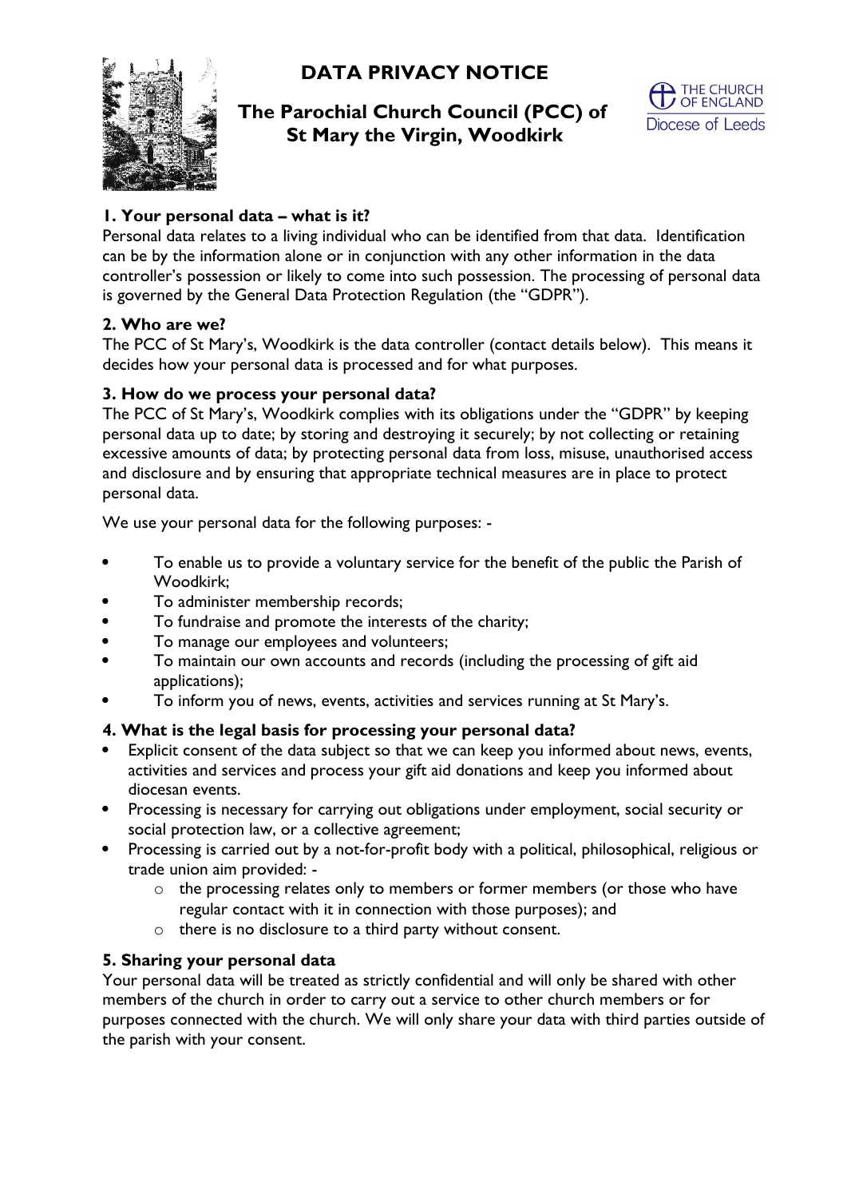# DATA PRIVACY NOTICE

## The Parochial Church Council (PCC) of St Mary the Virgin, Woodkirk

THE CHURCH OF ENGLAND
Diocese of Leeds

### 1. Your personal data – what is it?

Personal data relates to a living individual who can be identified from that data. Identification can be by the information alone or in conjunction with any other information in the data controller's possession or likely to come into such possession. The processing of personal data is governed by the General Data Protection Regulation (the "GDPR").

### 2. Who are we?

The PCC of St Mary's, Woodkirk is the data controller (contact details below). This means it decides how your personal data is processed and for what purposes.

### 3. How do we process your personal data?

The PCC of St Mary's, Woodkirk complies with its obligations under the "GDPR" by keeping personal data up to date; by storing and destroying it securely; by not collecting or retaining excessive amounts of data; by protecting personal data from loss, misuse, unauthorised access and disclosure and by ensuring that appropriate technical measures are in place to protect personal data.

We use your personal data for the following purposes: -

- To enable us to provide a voluntary service for the benefit of the public the Parish of Woodkirk;
- To administer membership records;
- To fundraise and promote the interests of the charity;
- To manage our employees and volunteers;
- To maintain our own accounts and records (including the processing of gift aid applications);
- To inform you of news, events, activities and services running at St Mary's.

### 4. What is the legal basis for processing your personal data?

- Explicit consent of the data subject so that we can keep you informed about news, events, activities and services and process your gift aid donations and keep you informed about diocesan events.
- Processing is necessary for carrying out obligations under employment, social security or social protection law, or a collective agreement;
- Processing is carried out by a not-for-profit body with a political, philosophical, religious or trade union aim provided: -
  - the processing relates only to members or former members (or those who have regular contact with it in connection with those purposes); and
  - there is no disclosure to a third party without consent.

### 5. Sharing your personal data

Your personal data will be treated as strictly confidential and will only be shared with other members of the church in order to carry out a service to other church members or for purposes connected with the church. We will only share your data with third parties outside of the parish with your consent.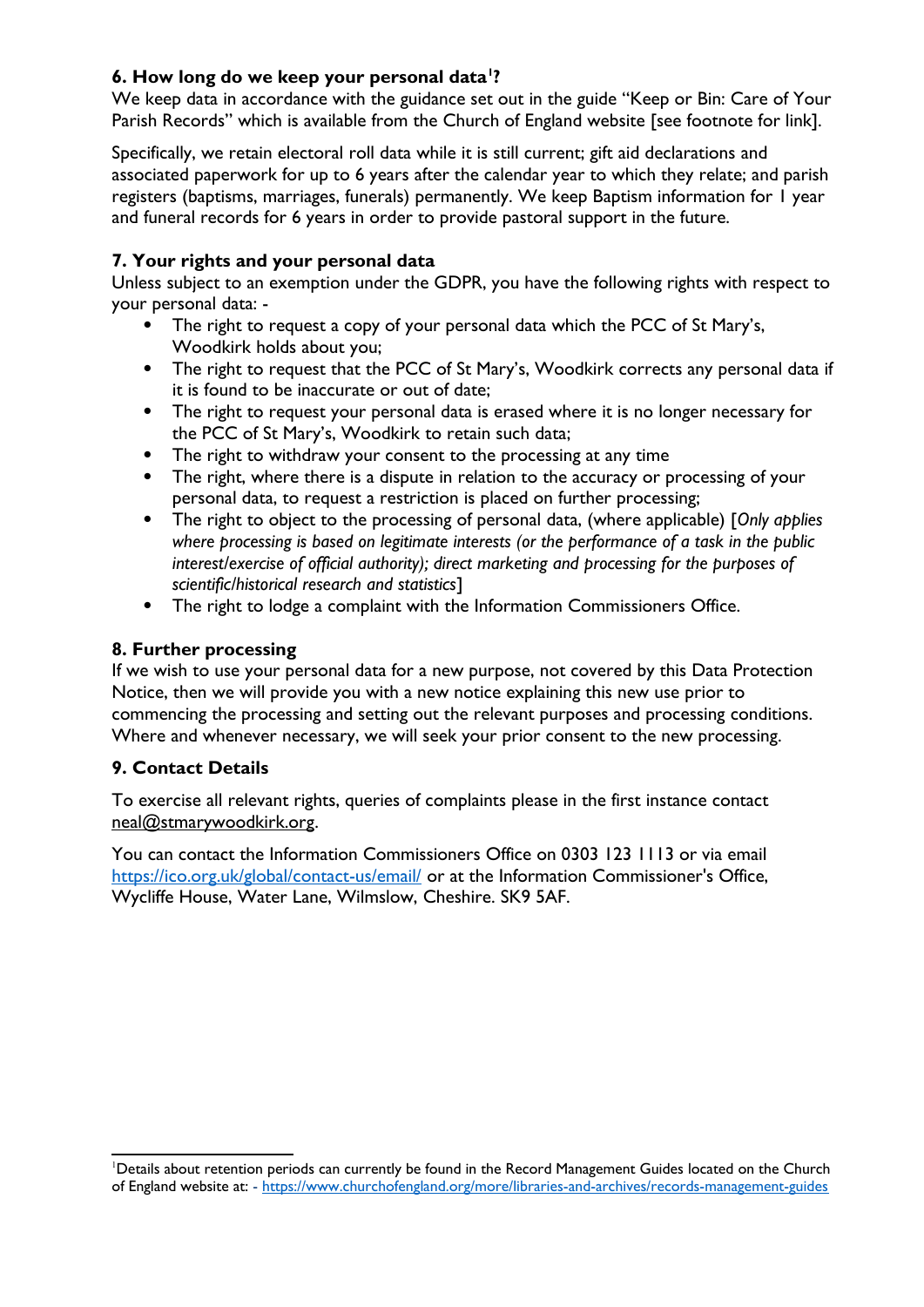### 6. How long do we keep your personal data[1]?

We keep data in accordance with the guidance set out in the guide "Keep or Bin: Care of Your Parish Records" which is available from the Church of England website [see footnote for link].

Specifically, we retain electoral roll data while it is still current; gift aid declarations and associated paperwork for up to 6 years after the calendar year to which they relate; and parish registers (baptisms, marriages, funerals) permanently. We keep Baptism information for 1 year and funeral records for 6 years in order to provide pastoral support in the future.

### 7. Your rights and your personal data

Unless subject to an exemption under the GDPR, you have the following rights with respect to your personal data: -

- The right to request a copy of your personal data which the PCC of St Mary's, Woodkirk holds about you;
- The right to request that the PCC of St Mary's, Woodkirk corrects any personal data if it is found to be inaccurate or out of date;
- The right to request your personal data is erased where it is no longer necessary for the PCC of St Mary's, Woodkirk to retain such data;
- The right to withdraw your consent to the processing at any time
- The right, where there is a dispute in relation to the accuracy or processing of your personal data, to request a restriction is placed on further processing;
- The right to object to the processing of personal data, (where applicable) [*Only applies where processing is based on legitimate interests (or the performance of a task in the public interest/exercise of official authority); direct marketing and processing for the purposes of scientific/historical research and statistics*]
- The right to lodge a complaint with the Information Commissioners Office.

### 8. Further processing

If we wish to use your personal data for a new purpose, not covered by this Data Protection Notice, then we will provide you with a new notice explaining this new use prior to commencing the processing and setting out the relevant purposes and processing conditions. Where and whenever necessary, we will seek your prior consent to the new processing.

### 9. Contact Details

To exercise all relevant rights, queries of complaints please in the first instance contact neal@stmarywoodkirk.org.

You can contact the Information Commissioners Office on 0303 123 1113 or via email https://ico.org.uk/global/contact-us/email/ or at the Information Commissioner's Office, Wycliffe House, Water Lane, Wilmslow, Cheshire. SK9 5AF.

---

[1] Details about retention periods can currently be found in the Record Management Guides located on the Church of England website at: - https://www.churchofengland.org/more/libraries-and-archives/records-management-guides